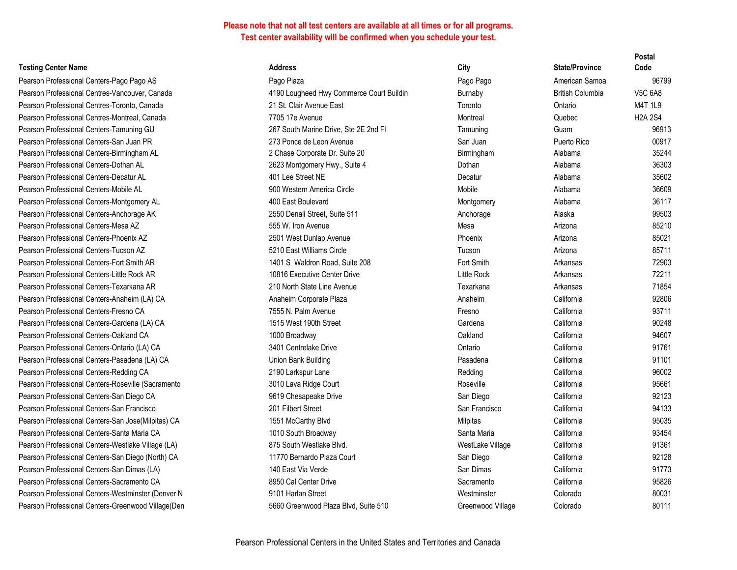**Please note that not all test centers are available at all times or for all programs.**
**Test center availability will be confirmed when you schedule your test.**

| Testing Center Name | Address | City | State/Province | Postal Code |
|---|---|---|---|---|
| Pearson Professional Centers-Pago Pago AS | Pago Plaza | Pago Pago | American Samoa | 96799 |
| Pearson Professional Centres-Vancouver, Canada | 4190 Lougheed Hwy Commerce Court Buildin | Burnaby | British Columbia | V5C 6A8 |
| Pearson Professional Centres-Toronto, Canada | 21 St. Clair Avenue East | Toronto | Ontario | M4T 1L9 |
| Pearson Professional Centres-Montreal, Canada | 7705 17e Avenue | Montreal | Quebec | H2A 2S4 |
| Pearson Professional Centers-Tamuning GU | 267 South Marine Drive, Ste 2E 2nd Fl | Tamuning | Guam | 96913 |
| Pearson Professional Centers-San Juan PR | 273 Ponce de Leon Avenue | San Juan | Puerto Rico | 00917 |
| Pearson Professional Centers-Birmingham AL | 2 Chase Corporate Dr. Suite 20 | Birmingham | Alabama | 35244 |
| Pearson Professional Centers-Dothan AL | 2623 Montgomery Hwy., Suite 4 | Dothan | Alabama | 36303 |
| Pearson Professional Centers-Decatur AL | 401 Lee Street NE | Decatur | Alabama | 35602 |
| Pearson Professional Centers-Mobile AL | 900 Western America Circle | Mobile | Alabama | 36609 |
| Pearson Professional Centers-Montgomery AL | 400 East Boulevard | Montgomery | Alabama | 36117 |
| Pearson Professional Centers-Anchorage AK | 2550 Denali Street, Suite 511 | Anchorage | Alaska | 99503 |
| Pearson Professional Centers-Mesa AZ | 555 W. Iron Avenue | Mesa | Arizona | 85210 |
| Pearson Professional Centers-Phoenix AZ | 2501 West Dunlap Avenue | Phoenix | Arizona | 85021 |
| Pearson Professional Centers-Tucson AZ | 5210 East Williams Circle | Tucson | Arizona | 85711 |
| Pearson Professional Centers-Fort Smith AR | 1401 S Waldron Road, Suite 208 | Fort Smith | Arkansas | 72903 |
| Pearson Professional Centers-Little Rock AR | 10816 Executive Center Drive | Little Rock | Arkansas | 72211 |
| Pearson Professional Centers-Texarkana AR | 210 North State Line Avenue | Texarkana | Arkansas | 71854 |
| Pearson Professional Centers-Anaheim (LA) CA | Anaheim Corporate Plaza | Anaheim | California | 92806 |
| Pearson Professional Centers-Fresno CA | 7555 N. Palm Avenue | Fresno | California | 93711 |
| Pearson Professional Centers-Gardena (LA) CA | 1515 West 190th Street | Gardena | California | 90248 |
| Pearson Professional Centers-Oakland CA | 1000 Broadway | Oakland | California | 94607 |
| Pearson Professional Centers-Ontario (LA) CA | 3401 Centrelake Drive | Ontario | California | 91761 |
| Pearson Professional Centers-Pasadena (LA) CA | Union Bank Building | Pasadena | California | 91101 |
| Pearson Professional Centers-Redding CA | 2190 Larkspur Lane | Redding | California | 96002 |
| Pearson Professional Centers-Roseville (Sacramento | 3010 Lava Ridge Court | Roseville | California | 95661 |
| Pearson Professional Centers-San Diego CA | 9619 Chesapeake Drive | San Diego | California | 92123 |
| Pearson Professional Centers-San Francisco | 201 Filbert Street | San Francisco | California | 94133 |
| Pearson Professional Centers-San Jose(Milpitas) CA | 1551 McCarthy Blvd | Milpitas | California | 95035 |
| Pearson Professional Centers-Santa Maria CA | 1010 South Broadway | Santa Maria | California | 93454 |
| Pearson Professional Centers-Westlake Village (LA) | 875 South Westlake Blvd. | WestLake Village | California | 91361 |
| Pearson Professional Centers-San Diego (North) CA | 11770 Bernardo Plaza Court | San Diego | California | 92128 |
| Pearson Professional Centers-San Dimas (LA) | 140 East Via Verde | San Dimas | California | 91773 |
| Pearson Professional Centers-Sacramento CA | 8950 Cal Center Drive | Sacramento | California | 95826 |
| Pearson Professional Centers-Westminster (Denver N | 9101 Harlan Street | Westminster | Colorado | 80031 |
| Pearson Professional Centers-Greenwood Village(Den | 5660 Greenwood Plaza Blvd, Suite 510 | Greenwood Village | Colorado | 80111 |

Pearson Professional Centers in the United States and Territories and Canada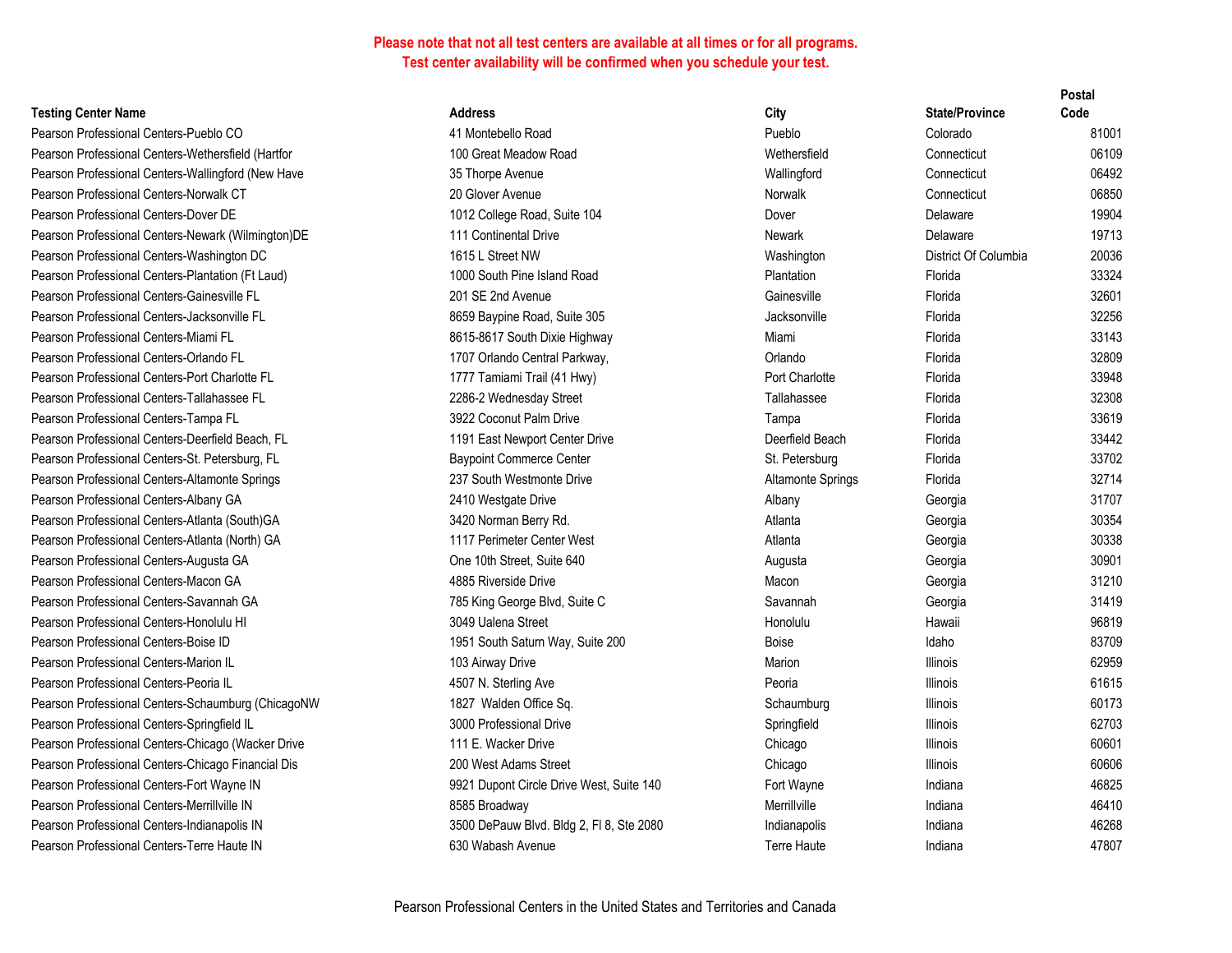**Please note that not all test centers are available at all times or for all programs.**
**Test center availability will be confirmed when you schedule your test.**

| Testing Center Name | Address | City | State/Province | Postal Code |
|---|---|---|---|---|
| Pearson Professional Centers-Pueblo CO | 41 Montebello Road | Pueblo | Colorado | 81001 |
| Pearson Professional Centers-Wethersfield (Hartfor | 100 Great Meadow Road | Wethersfield | Connecticut | 06109 |
| Pearson Professional Centers-Wallingford (New Have | 35 Thorpe Avenue | Wallingford | Connecticut | 06492 |
| Pearson Professional Centers-Norwalk CT | 20 Glover Avenue | Norwalk | Connecticut | 06850 |
| Pearson Professional Centers-Dover DE | 1012 College Road, Suite 104 | Dover | Delaware | 19904 |
| Pearson Professional Centers-Newark (Wilmington)DE | 111 Continental Drive | Newark | Delaware | 19713 |
| Pearson Professional Centers-Washington DC | 1615 L Street NW | Washington | District Of Columbia | 20036 |
| Pearson Professional Centers-Plantation (Ft Laud) | 1000 South Pine Island Road | Plantation | Florida | 33324 |
| Pearson Professional Centers-Gainesville FL | 201 SE 2nd Avenue | Gainesville | Florida | 32601 |
| Pearson Professional Centers-Jacksonville FL | 8659 Baypine Road, Suite 305 | Jacksonville | Florida | 32256 |
| Pearson Professional Centers-Miami FL | 8615-8617 South Dixie Highway | Miami | Florida | 33143 |
| Pearson Professional Centers-Orlando FL | 1707 Orlando Central Parkway, | Orlando | Florida | 32809 |
| Pearson Professional Centers-Port Charlotte FL | 1777 Tamiami Trail (41 Hwy) | Port Charlotte | Florida | 33948 |
| Pearson Professional Centers-Tallahassee FL | 2286-2 Wednesday Street | Tallahassee | Florida | 32308 |
| Pearson Professional Centers-Tampa FL | 3922 Coconut Palm Drive | Tampa | Florida | 33619 |
| Pearson Professional Centers-Deerfield Beach, FL | 1191 East Newport Center Drive | Deerfield Beach | Florida | 33442 |
| Pearson Professional Centers-St. Petersburg, FL | Baypoint Commerce Center | St. Petersburg | Florida | 33702 |
| Pearson Professional Centers-Altamonte Springs | 237 South Westmonte Drive | Altamonte Springs | Florida | 32714 |
| Pearson Professional Centers-Albany GA | 2410 Westgate Drive | Albany | Georgia | 31707 |
| Pearson Professional Centers-Atlanta (South)GA | 3420 Norman Berry Rd. | Atlanta | Georgia | 30354 |
| Pearson Professional Centers-Atlanta (North) GA | 1117 Perimeter Center West | Atlanta | Georgia | 30338 |
| Pearson Professional Centers-Augusta GA | One 10th Street, Suite 640 | Augusta | Georgia | 30901 |
| Pearson Professional Centers-Macon GA | 4885 Riverside Drive | Macon | Georgia | 31210 |
| Pearson Professional Centers-Savannah GA | 785 King George Blvd, Suite C | Savannah | Georgia | 31419 |
| Pearson Professional Centers-Honolulu HI | 3049 Ualena Street | Honolulu | Hawaii | 96819 |
| Pearson Professional Centers-Boise ID | 1951 South Saturn Way, Suite 200 | Boise | Idaho | 83709 |
| Pearson Professional Centers-Marion IL | 103 Airway Drive | Marion | Illinois | 62959 |
| Pearson Professional Centers-Peoria IL | 4507 N. Sterling Ave | Peoria | Illinois | 61615 |
| Pearson Professional Centers-Schaumburg (ChicagoNW | 1827 Walden Office Sq. | Schaumburg | Illinois | 60173 |
| Pearson Professional Centers-Springfield IL | 3000 Professional Drive | Springfield | Illinois | 62703 |
| Pearson Professional Centers-Chicago (Wacker Drive | 111 E. Wacker Drive | Chicago | Illinois | 60601 |
| Pearson Professional Centers-Chicago Financial Dis | 200 West Adams Street | Chicago | Illinois | 60606 |
| Pearson Professional Centers-Fort Wayne IN | 9921 Dupont Circle Drive West, Suite 140 | Fort Wayne | Indiana | 46825 |
| Pearson Professional Centers-Merrillville IN | 8585 Broadway | Merrillville | Indiana | 46410 |
| Pearson Professional Centers-Indianapolis IN | 3500 DePauw Blvd. Bldg 2, Fl 8, Ste 2080 | Indianapolis | Indiana | 46268 |
| Pearson Professional Centers-Terre Haute IN | 630 Wabash Avenue | Terre Haute | Indiana | 47807 |

Pearson Professional Centers in the United States and Territories and Canada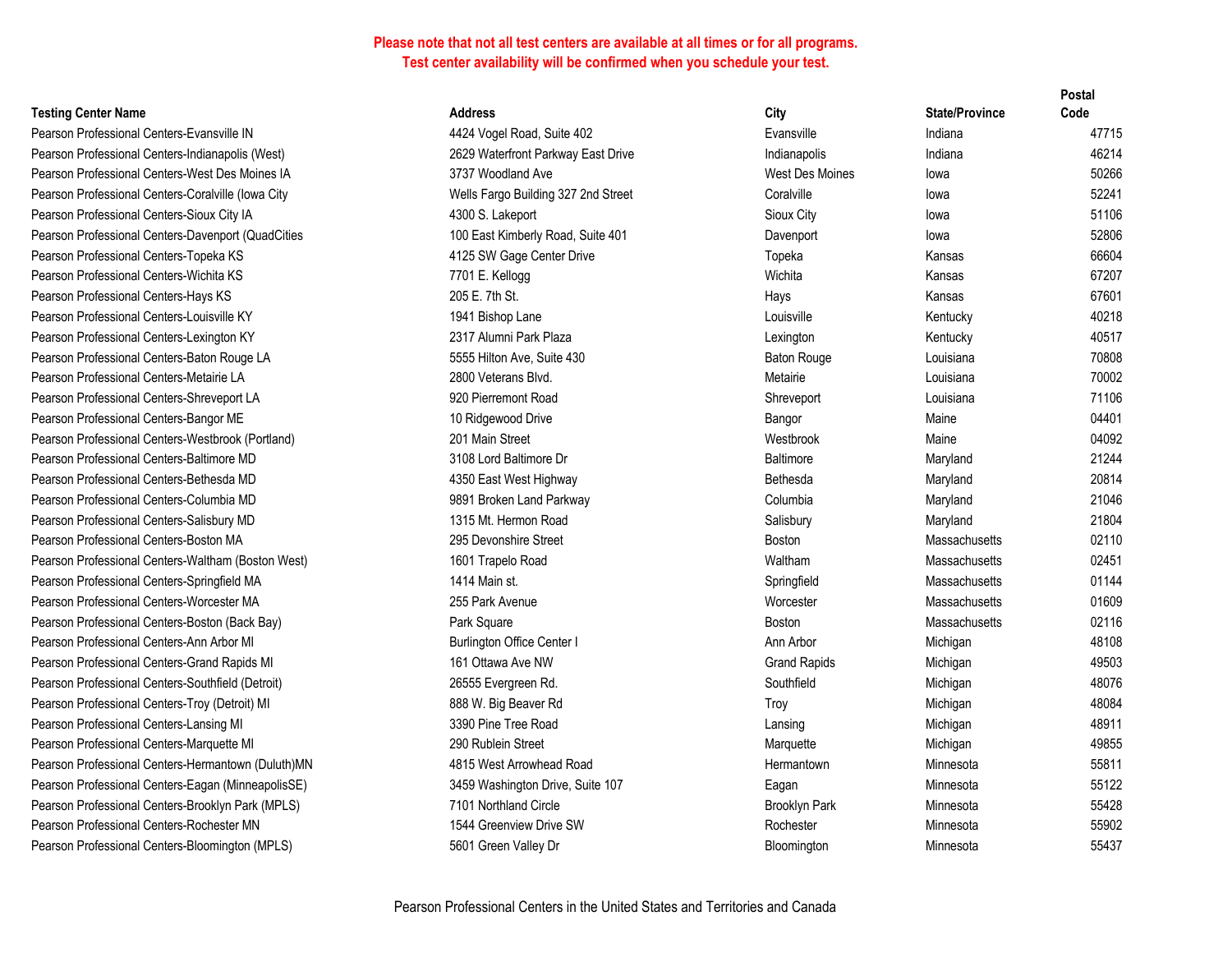**Please note that not all test centers are available at all times or for all programs.**
**Test center availability will be confirmed when you schedule your test.**

| Testing Center Name | Address | City | State/Province | Postal Code |
|---|---|---|---|---|
| Pearson Professional Centers-Evansville IN | 4424 Vogel Road, Suite 402 | Evansville | Indiana | 47715 |
| Pearson Professional Centers-Indianapolis (West) | 2629 Waterfront Parkway East Drive | Indianapolis | Indiana | 46214 |
| Pearson Professional Centers-West Des Moines IA | 3737 Woodland Ave | West Des Moines | Iowa | 50266 |
| Pearson Professional Centers-Coralville (Iowa City | Wells Fargo Building 327 2nd Street | Coralville | Iowa | 52241 |
| Pearson Professional Centers-Sioux City IA | 4300 S. Lakeport | Sioux City | Iowa | 51106 |
| Pearson Professional Centers-Davenport (QuadCities | 100 East Kimberly Road, Suite 401 | Davenport | Iowa | 52806 |
| Pearson Professional Centers-Topeka KS | 4125 SW Gage Center Drive | Topeka | Kansas | 66604 |
| Pearson Professional Centers-Wichita KS | 7701 E. Kellogg | Wichita | Kansas | 67207 |
| Pearson Professional Centers-Hays KS | 205 E. 7th St. | Hays | Kansas | 67601 |
| Pearson Professional Centers-Louisville KY | 1941 Bishop Lane | Louisville | Kentucky | 40218 |
| Pearson Professional Centers-Lexington KY | 2317 Alumni Park Plaza | Lexington | Kentucky | 40517 |
| Pearson Professional Centers-Baton Rouge LA | 5555 Hilton Ave, Suite 430 | Baton Rouge | Louisiana | 70808 |
| Pearson Professional Centers-Metairie LA | 2800 Veterans Blvd. | Metairie | Louisiana | 70002 |
| Pearson Professional Centers-Shreveport LA | 920 Pierremont Road | Shreveport | Louisiana | 71106 |
| Pearson Professional Centers-Bangor ME | 10 Ridgewood Drive | Bangor | Maine | 04401 |
| Pearson Professional Centers-Westbrook (Portland) | 201 Main Street | Westbrook | Maine | 04092 |
| Pearson Professional Centers-Baltimore MD | 3108 Lord Baltimore Dr | Baltimore | Maryland | 21244 |
| Pearson Professional Centers-Bethesda MD | 4350 East West Highway | Bethesda | Maryland | 20814 |
| Pearson Professional Centers-Columbia MD | 9891 Broken Land Parkway | Columbia | Maryland | 21046 |
| Pearson Professional Centers-Salisbury MD | 1315 Mt. Hermon Road | Salisbury | Maryland | 21804 |
| Pearson Professional Centers-Boston MA | 295 Devonshire Street | Boston | Massachusetts | 02110 |
| Pearson Professional Centers-Waltham (Boston West) | 1601 Trapelo Road | Waltham | Massachusetts | 02451 |
| Pearson Professional Centers-Springfield MA | 1414 Main st. | Springfield | Massachusetts | 01144 |
| Pearson Professional Centers-Worcester MA | 255 Park Avenue | Worcester | Massachusetts | 01609 |
| Pearson Professional Centers-Boston (Back Bay) | Park Square | Boston | Massachusetts | 02116 |
| Pearson Professional Centers-Ann Arbor MI | Burlington Office Center I | Ann Arbor | Michigan | 48108 |
| Pearson Professional Centers-Grand Rapids MI | 161 Ottawa Ave NW | Grand Rapids | Michigan | 49503 |
| Pearson Professional Centers-Southfield (Detroit) | 26555 Evergreen Rd. | Southfield | Michigan | 48076 |
| Pearson Professional Centers-Troy (Detroit) MI | 888 W. Big Beaver Rd | Troy | Michigan | 48084 |
| Pearson Professional Centers-Lansing MI | 3390 Pine Tree Road | Lansing | Michigan | 48911 |
| Pearson Professional Centers-Marquette MI | 290 Rublein Street | Marquette | Michigan | 49855 |
| Pearson Professional Centers-Hermantown (Duluth)MN | 4815 West Arrowhead Road | Hermantown | Minnesota | 55811 |
| Pearson Professional Centers-Eagan (MinneapolisSE) | 3459 Washington Drive, Suite 107 | Eagan | Minnesota | 55122 |
| Pearson Professional Centers-Brooklyn Park (MPLS) | 7101 Northland Circle | Brooklyn Park | Minnesota | 55428 |
| Pearson Professional Centers-Rochester MN | 1544 Greenview Drive SW | Rochester | Minnesota | 55902 |
| Pearson Professional Centers-Bloomington (MPLS) | 5601 Green Valley Dr | Bloomington | Minnesota | 55437 |

Pearson Professional Centers in the United States and Territories and Canada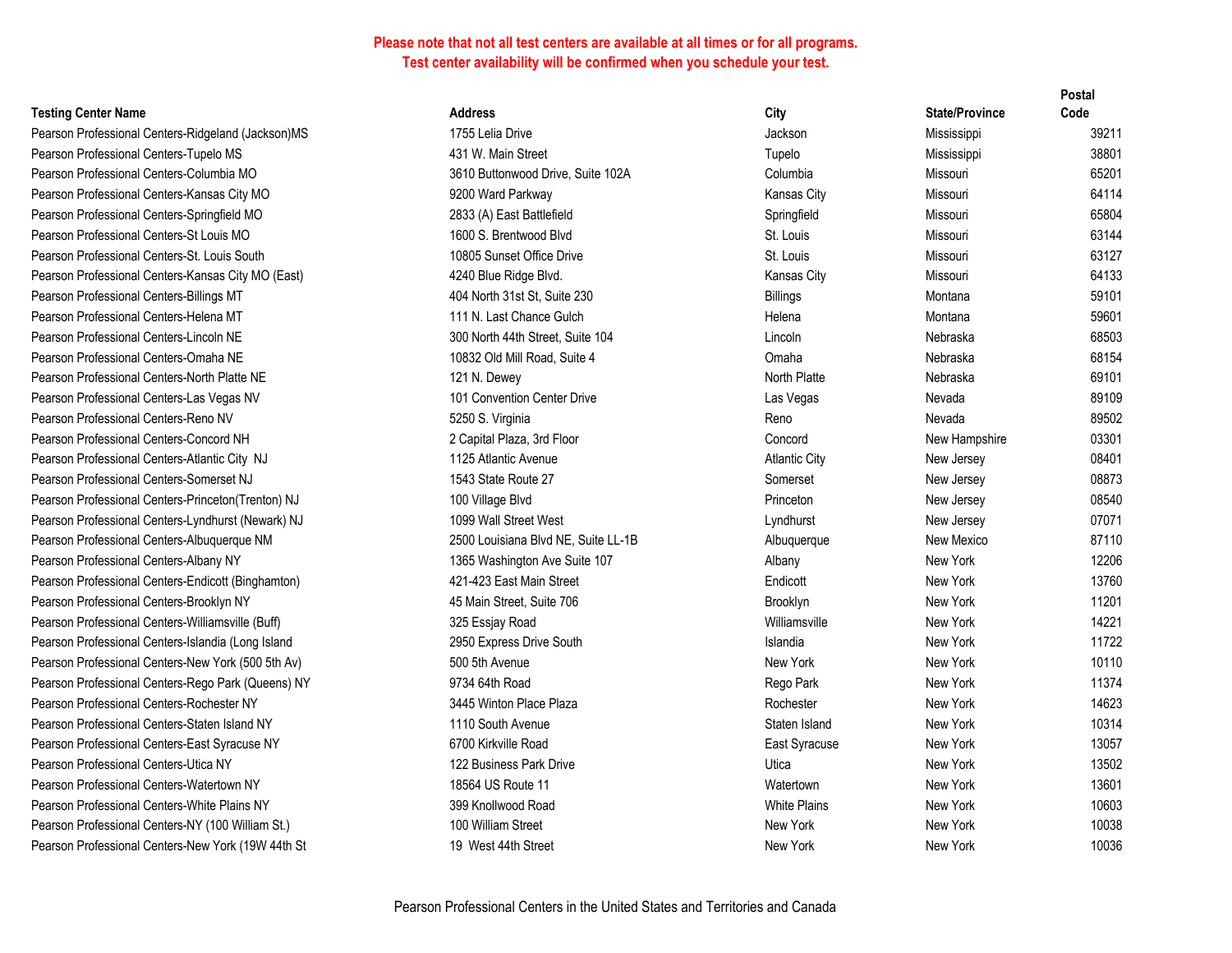**Please note that not all test centers are available at all times or for all programs.**
**Test center availability will be confirmed when you schedule your test.**

| Testing Center Name | Address | City | State/Province | Postal Code |
|---|---|---|---|---|
| Pearson Professional Centers-Ridgeland (Jackson)MS | 1755 Lelia Drive | Jackson | Mississippi | 39211 |
| Pearson Professional Centers-Tupelo MS | 431 W. Main Street | Tupelo | Mississippi | 38801 |
| Pearson Professional Centers-Columbia MO | 3610 Buttonwood Drive, Suite 102A | Columbia | Missouri | 65201 |
| Pearson Professional Centers-Kansas City MO | 9200 Ward Parkway | Kansas City | Missouri | 64114 |
| Pearson Professional Centers-Springfield MO | 2833 (A) East Battlefield | Springfield | Missouri | 65804 |
| Pearson Professional Centers-St Louis MO | 1600 S. Brentwood Blvd | St. Louis | Missouri | 63144 |
| Pearson Professional Centers-St. Louis South | 10805 Sunset Office Drive | St. Louis | Missouri | 63127 |
| Pearson Professional Centers-Kansas City MO (East) | 4240 Blue Ridge Blvd. | Kansas City | Missouri | 64133 |
| Pearson Professional Centers-Billings MT | 404 North 31st St, Suite 230 | Billings | Montana | 59101 |
| Pearson Professional Centers-Helena MT | 111 N. Last Chance Gulch | Helena | Montana | 59601 |
| Pearson Professional Centers-Lincoln NE | 300 North 44th Street, Suite 104 | Lincoln | Nebraska | 68503 |
| Pearson Professional Centers-Omaha NE | 10832 Old Mill Road, Suite 4 | Omaha | Nebraska | 68154 |
| Pearson Professional Centers-North Platte NE | 121 N. Dewey | North Platte | Nebraska | 69101 |
| Pearson Professional Centers-Las Vegas NV | 101 Convention Center Drive | Las Vegas | Nevada | 89109 |
| Pearson Professional Centers-Reno NV | 5250 S. Virginia | Reno | Nevada | 89502 |
| Pearson Professional Centers-Concord NH | 2 Capital Plaza, 3rd Floor | Concord | New Hampshire | 03301 |
| Pearson Professional Centers-Atlantic City NJ | 1125 Atlantic Avenue | Atlantic City | New Jersey | 08401 |
| Pearson Professional Centers-Somerset NJ | 1543 State Route 27 | Somerset | New Jersey | 08873 |
| Pearson Professional Centers-Princeton(Trenton) NJ | 100 Village Blvd | Princeton | New Jersey | 08540 |
| Pearson Professional Centers-Lyndhurst (Newark) NJ | 1099 Wall Street West | Lyndhurst | New Jersey | 07071 |
| Pearson Professional Centers-Albuquerque NM | 2500 Louisiana Blvd NE, Suite LL-1B | Albuquerque | New Mexico | 87110 |
| Pearson Professional Centers-Albany NY | 1365 Washington Ave Suite 107 | Albany | New York | 12206 |
| Pearson Professional Centers-Endicott (Binghamton) | 421-423 East Main Street | Endicott | New York | 13760 |
| Pearson Professional Centers-Brooklyn NY | 45 Main Street, Suite 706 | Brooklyn | New York | 11201 |
| Pearson Professional Centers-Williamsville (Buff) | 325 Essjay Road | Williamsville | New York | 14221 |
| Pearson Professional Centers-Islandia (Long Island | 2950 Express Drive South | Islandia | New York | 11722 |
| Pearson Professional Centers-New York (500 5th Av) | 500 5th Avenue | New York | New York | 10110 |
| Pearson Professional Centers-Rego Park (Queens) NY | 9734 64th Road | Rego Park | New York | 11374 |
| Pearson Professional Centers-Rochester NY | 3445 Winton Place Plaza | Rochester | New York | 14623 |
| Pearson Professional Centers-Staten Island NY | 1110 South Avenue | Staten Island | New York | 10314 |
| Pearson Professional Centers-East Syracuse NY | 6700 Kirkville Road | East Syracuse | New York | 13057 |
| Pearson Professional Centers-Utica NY | 122 Business Park Drive | Utica | New York | 13502 |
| Pearson Professional Centers-Watertown NY | 18564 US Route 11 | Watertown | New York | 13601 |
| Pearson Professional Centers-White Plains NY | 399 Knollwood Road | White Plains | New York | 10603 |
| Pearson Professional Centers-NY (100 William St.) | 100 William Street | New York | New York | 10038 |
| Pearson Professional Centers-New York (19W 44th St | 19 West 44th Street | New York | New York | 10036 |

Pearson Professional Centers in the United States and Territories and Canada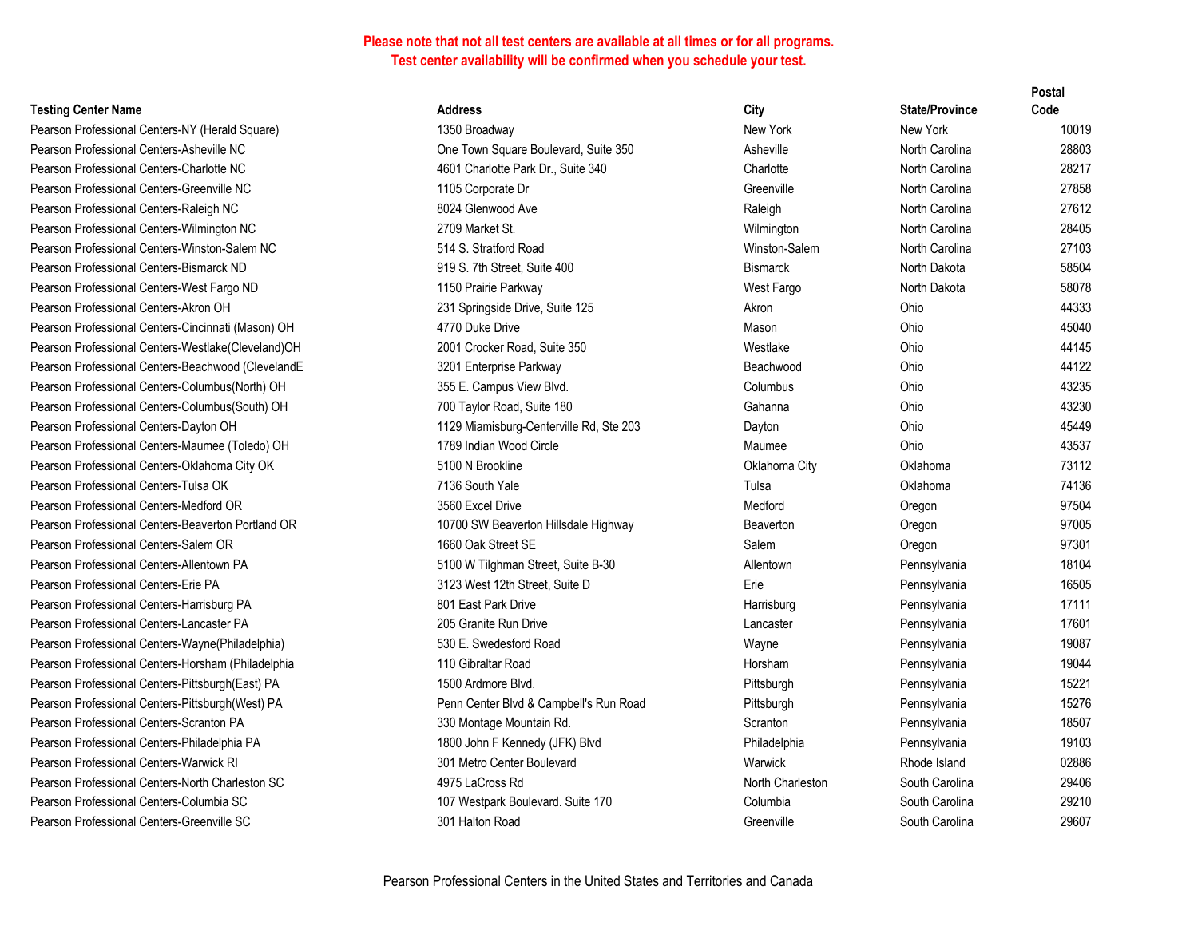**Please note that not all test centers are available at all times or for all programs.**
**Test center availability will be confirmed when you schedule your test.**

| Testing Center Name | Address | City | State/Province | Postal Code |
|---|---|---|---|---|
| Pearson Professional Centers-NY (Herald Square) | 1350 Broadway | New York | New York | 10019 |
| Pearson Professional Centers-Asheville NC | One Town Square Boulevard, Suite 350 | Asheville | North Carolina | 28803 |
| Pearson Professional Centers-Charlotte NC | 4601 Charlotte Park Dr., Suite 340 | Charlotte | North Carolina | 28217 |
| Pearson Professional Centers-Greenville NC | 1105 Corporate Dr | Greenville | North Carolina | 27858 |
| Pearson Professional Centers-Raleigh NC | 8024 Glenwood Ave | Raleigh | North Carolina | 27612 |
| Pearson Professional Centers-Wilmington NC | 2709 Market St. | Wilmington | North Carolina | 28405 |
| Pearson Professional Centers-Winston-Salem NC | 514 S. Stratford Road | Winston-Salem | North Carolina | 27103 |
| Pearson Professional Centers-Bismarck ND | 919 S. 7th Street, Suite 400 | Bismarck | North Dakota | 58504 |
| Pearson Professional Centers-West Fargo ND | 1150 Prairie Parkway | West Fargo | North Dakota | 58078 |
| Pearson Professional Centers-Akron OH | 231 Springside Drive, Suite 125 | Akron | Ohio | 44333 |
| Pearson Professional Centers-Cincinnati (Mason) OH | 4770 Duke Drive | Mason | Ohio | 45040 |
| Pearson Professional Centers-Westlake(Cleveland)OH | 2001 Crocker Road, Suite 350 | Westlake | Ohio | 44145 |
| Pearson Professional Centers-Beachwood (ClevelandE | 3201 Enterprise Parkway | Beachwood | Ohio | 44122 |
| Pearson Professional Centers-Columbus(North) OH | 355 E. Campus View Blvd. | Columbus | Ohio | 43235 |
| Pearson Professional Centers-Columbus(South) OH | 700 Taylor Road, Suite 180 | Gahanna | Ohio | 43230 |
| Pearson Professional Centers-Dayton OH | 1129 Miamisburg-Centerville Rd, Ste 203 | Dayton | Ohio | 45449 |
| Pearson Professional Centers-Maumee (Toledo) OH | 1789 Indian Wood Circle | Maumee | Ohio | 43537 |
| Pearson Professional Centers-Oklahoma City OK | 5100 N Brookline | Oklahoma City | Oklahoma | 73112 |
| Pearson Professional Centers-Tulsa OK | 7136 South Yale | Tulsa | Oklahoma | 74136 |
| Pearson Professional Centers-Medford OR | 3560 Excel Drive | Medford | Oregon | 97504 |
| Pearson Professional Centers-Beaverton Portland OR | 10700 SW Beaverton Hillsdale Highway | Beaverton | Oregon | 97005 |
| Pearson Professional Centers-Salem OR | 1660 Oak Street SE | Salem | Oregon | 97301 |
| Pearson Professional Centers-Allentown PA | 5100 W Tilghman Street, Suite B-30 | Allentown | Pennsylvania | 18104 |
| Pearson Professional Centers-Erie PA | 3123 West 12th Street, Suite D | Erie | Pennsylvania | 16505 |
| Pearson Professional Centers-Harrisburg PA | 801 East Park Drive | Harrisburg | Pennsylvania | 17111 |
| Pearson Professional Centers-Lancaster PA | 205 Granite Run Drive | Lancaster | Pennsylvania | 17601 |
| Pearson Professional Centers-Wayne(Philadelphia) | 530 E. Swedesford Road | Wayne | Pennsylvania | 19087 |
| Pearson Professional Centers-Horsham (Philadelphia | 110 Gibraltar Road | Horsham | Pennsylvania | 19044 |
| Pearson Professional Centers-Pittsburgh(East) PA | 1500 Ardmore Blvd. | Pittsburgh | Pennsylvania | 15221 |
| Pearson Professional Centers-Pittsburgh(West) PA | Penn Center Blvd & Campbell's Run Road | Pittsburgh | Pennsylvania | 15276 |
| Pearson Professional Centers-Scranton PA | 330 Montage Mountain Rd. | Scranton | Pennsylvania | 18507 |
| Pearson Professional Centers-Philadelphia PA | 1800 John F Kennedy (JFK) Blvd | Philadelphia | Pennsylvania | 19103 |
| Pearson Professional Centers-Warwick RI | 301 Metro Center Boulevard | Warwick | Rhode Island | 02886 |
| Pearson Professional Centers-North Charleston SC | 4975 LaCross Rd | North Charleston | South Carolina | 29406 |
| Pearson Professional Centers-Columbia SC | 107 Westpark Boulevard. Suite 170 | Columbia | South Carolina | 29210 |
| Pearson Professional Centers-Greenville SC | 301 Halton Road | Greenville | South Carolina | 29607 |

Pearson Professional Centers in the United States and Territories and Canada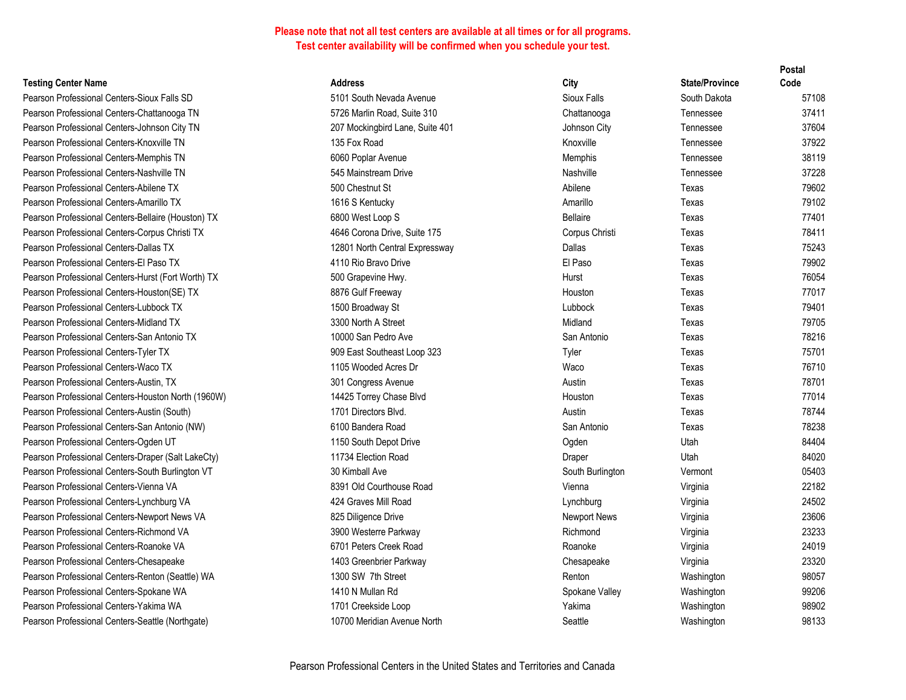**Please note that not all test centers are available at all times or for all programs.**
**Test center availability will be confirmed when you schedule your test.**

| Testing Center Name | Address | City | State/Province | Postal Code |
|---|---|---|---|---|
| Pearson Professional Centers-Sioux Falls SD | 5101 South Nevada Avenue | Sioux Falls | South Dakota | 57108 |
| Pearson Professional Centers-Chattanooga TN | 5726 Marlin Road, Suite 310 | Chattanooga | Tennessee | 37411 |
| Pearson Professional Centers-Johnson City TN | 207 Mockingbird Lane, Suite 401 | Johnson City | Tennessee | 37604 |
| Pearson Professional Centers-Knoxville TN | 135 Fox Road | Knoxville | Tennessee | 37922 |
| Pearson Professional Centers-Memphis TN | 6060 Poplar Avenue | Memphis | Tennessee | 38119 |
| Pearson Professional Centers-Nashville TN | 545 Mainstream Drive | Nashville | Tennessee | 37228 |
| Pearson Professional Centers-Abilene TX | 500 Chestnut St | Abilene | Texas | 79602 |
| Pearson Professional Centers-Amarillo TX | 1616 S Kentucky | Amarillo | Texas | 79102 |
| Pearson Professional Centers-Bellaire (Houston) TX | 6800 West Loop S | Bellaire | Texas | 77401 |
| Pearson Professional Centers-Corpus Christi TX | 4646 Corona Drive, Suite 175 | Corpus Christi | Texas | 78411 |
| Pearson Professional Centers-Dallas TX | 12801 North Central Expressway | Dallas | Texas | 75243 |
| Pearson Professional Centers-El Paso TX | 4110 Rio Bravo Drive | El Paso | Texas | 79902 |
| Pearson Professional Centers-Hurst (Fort Worth) TX | 500 Grapevine Hwy. | Hurst | Texas | 76054 |
| Pearson Professional Centers-Houston(SE) TX | 8876 Gulf Freeway | Houston | Texas | 77017 |
| Pearson Professional Centers-Lubbock TX | 1500 Broadway St | Lubbock | Texas | 79401 |
| Pearson Professional Centers-Midland TX | 3300 North A Street | Midland | Texas | 79705 |
| Pearson Professional Centers-San Antonio TX | 10000 San Pedro Ave | San Antonio | Texas | 78216 |
| Pearson Professional Centers-Tyler TX | 909 East Southeast Loop 323 | Tyler | Texas | 75701 |
| Pearson Professional Centers-Waco TX | 1105 Wooded Acres Dr | Waco | Texas | 76710 |
| Pearson Professional Centers-Austin, TX | 301 Congress Avenue | Austin | Texas | 78701 |
| Pearson Professional Centers-Houston North (1960W) | 14425 Torrey Chase Blvd | Houston | Texas | 77014 |
| Pearson Professional Centers-Austin (South) | 1701 Directors Blvd. | Austin | Texas | 78744 |
| Pearson Professional Centers-San Antonio (NW) | 6100 Bandera Road | San Antonio | Texas | 78238 |
| Pearson Professional Centers-Ogden UT | 1150 South Depot Drive | Ogden | Utah | 84404 |
| Pearson Professional Centers-Draper (Salt LakeCty) | 11734 Election Road | Draper | Utah | 84020 |
| Pearson Professional Centers-South Burlington VT | 30 Kimball Ave | South Burlington | Vermont | 05403 |
| Pearson Professional Centers-Vienna VA | 8391 Old Courthouse Road | Vienna | Virginia | 22182 |
| Pearson Professional Centers-Lynchburg VA | 424 Graves Mill Road | Lynchburg | Virginia | 24502 |
| Pearson Professional Centers-Newport News VA | 825 Diligence Drive | Newport News | Virginia | 23606 |
| Pearson Professional Centers-Richmond VA | 3900 Westerre Parkway | Richmond | Virginia | 23233 |
| Pearson Professional Centers-Roanoke VA | 6701 Peters Creek Road | Roanoke | Virginia | 24019 |
| Pearson Professional Centers-Chesapeake | 1403 Greenbrier Parkway | Chesapeake | Virginia | 23320 |
| Pearson Professional Centers-Renton (Seattle) WA | 1300 SW 7th Street | Renton | Washington | 98057 |
| Pearson Professional Centers-Spokane WA | 1410 N Mullan Rd | Spokane Valley | Washington | 99206 |
| Pearson Professional Centers-Yakima WA | 1701 Creekside Loop | Yakima | Washington | 98902 |
| Pearson Professional Centers-Seattle (Northgate) | 10700 Meridian Avenue North | Seattle | Washington | 98133 |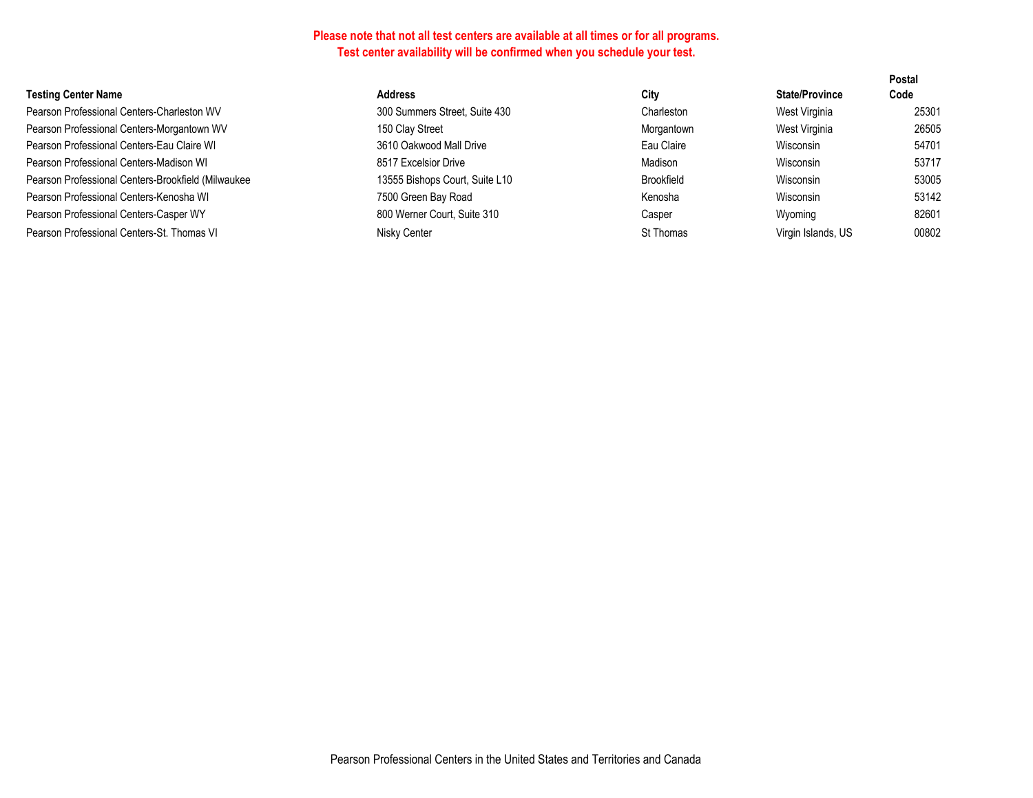**Please note that not all test centers are available at all times or for all programs.**
**Test center availability will be confirmed when you schedule your test.**

| Testing Center Name | Address | City | State/Province | Postal Code |
| --- | --- | --- | --- | --- |
| Pearson Professional Centers-Charleston WV | 300 Summers Street, Suite 430 | Charleston | West Virginia | 25301 |
| Pearson Professional Centers-Morgantown WV | 150 Clay Street | Morgantown | West Virginia | 26505 |
| Pearson Professional Centers-Eau Claire WI | 3610 Oakwood Mall Drive | Eau Claire | Wisconsin | 54701 |
| Pearson Professional Centers-Madison WI | 8517 Excelsior Drive | Madison | Wisconsin | 53717 |
| Pearson Professional Centers-Brookfield (Milwaukee | 13555 Bishops Court, Suite L10 | Brookfield | Wisconsin | 53005 |
| Pearson Professional Centers-Kenosha WI | 7500 Green Bay Road | Kenosha | Wisconsin | 53142 |
| Pearson Professional Centers-Casper WY | 800 Werner Court, Suite 310 | Casper | Wyoming | 82601 |
| Pearson Professional Centers-St. Thomas VI | Nisky Center | St Thomas | Virgin Islands, US | 00802 |

Pearson Professional Centers in the United States and Territories and Canada